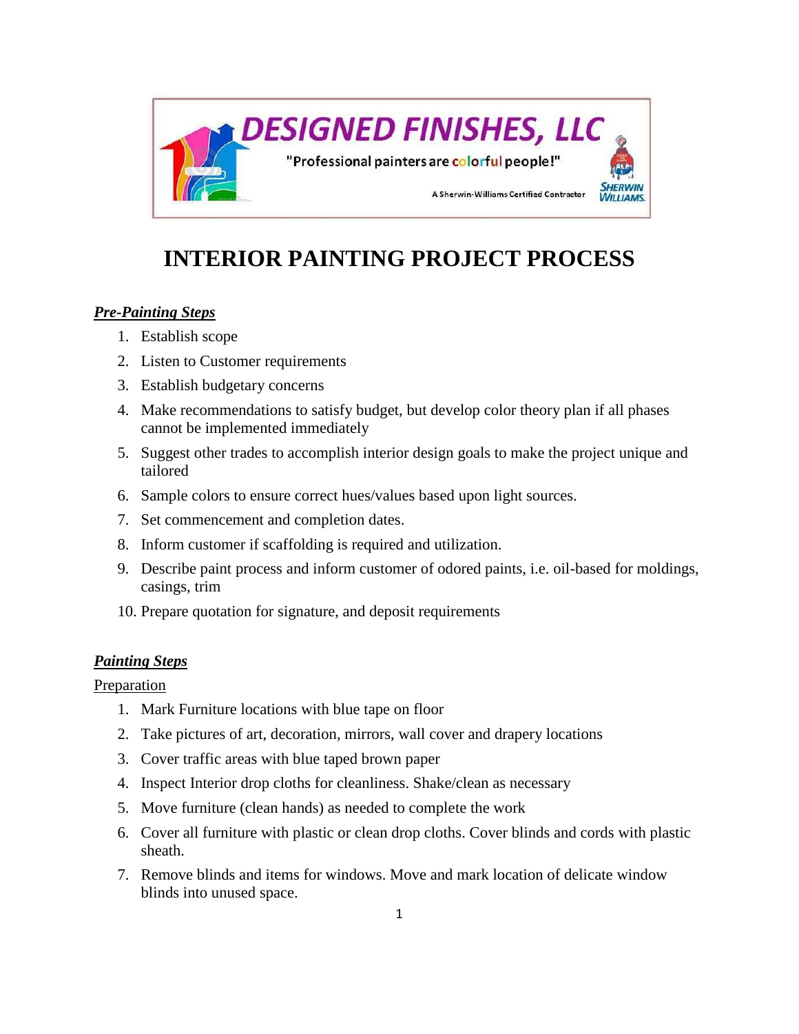DESIGNED FINISHES, LLC

"Professional painters are colorful people!"

A Sherwin-Williams Certified Contractor

SHERWIN WILLIAMS.

# INTERIOR PAINTING PROJECT PROCESS

***Pre-Painting Steps***

1. Establish scope
2. Listen to Customer requirements
3. Establish budgetary concerns
4. Make recommendations to satisfy budget, but develop color theory plan if all phases cannot be implemented immediately
5. Suggest other trades to accomplish interior design goals to make the project unique and tailored
6. Sample colors to ensure correct hues/values based upon light sources.
7. Set commencement and completion dates.
8. Inform customer if scaffolding is required and utilization.
9. Describe paint process and inform customer of odored paints, i.e. oil-based for moldings, casings, trim
10. Prepare quotation for signature, and deposit requirements

***Painting Steps***

Preparation

1. Mark Furniture locations with blue tape on floor
2. Take pictures of art, decoration, mirrors, wall cover and drapery locations
3. Cover traffic areas with blue taped brown paper
4. Inspect Interior drop cloths for cleanliness. Shake/clean as necessary
5. Move furniture (clean hands) as needed to complete the work
6. Cover all furniture with plastic or clean drop cloths. Cover blinds and cords with plastic sheath.
7. Remove blinds and items for windows. Move and mark location of delicate window blinds into unused space.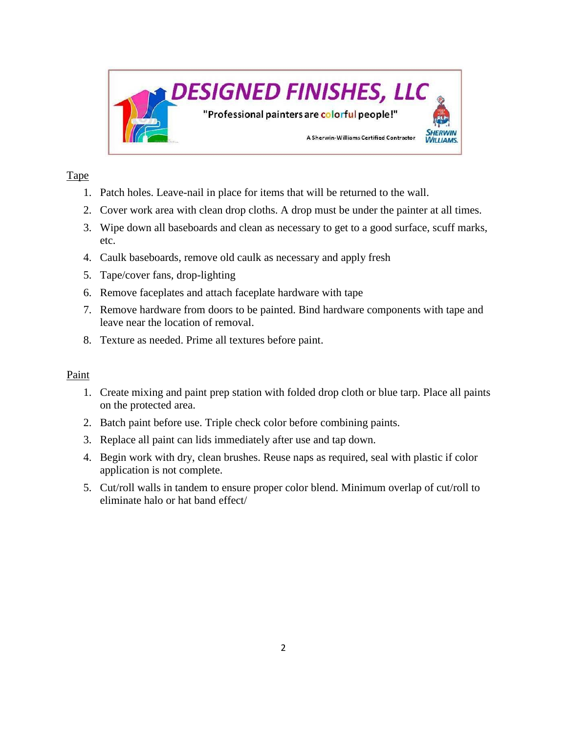# DESIGNED FINISHES, LLC

"Professional painters are colorful people!"

A Sherwin-Williams Certified Contractor

SHERWIN WILLIAMS.

## Tape

1. Patch holes. Leave-nail in place for items that will be returned to the wall.
2. Cover work area with clean drop cloths. A drop must be under the painter at all times.
3. Wipe down all baseboards and clean as necessary to get to a good surface, scuff marks, etc.
4. Caulk baseboards, remove old caulk as necessary and apply fresh
5. Tape/cover fans, drop-lighting
6. Remove faceplates and attach faceplate hardware with tape
7. Remove hardware from doors to be painted. Bind hardware components with tape and leave near the location of removal.
8. Texture as needed. Prime all textures before paint.

## Paint

1. Create mixing and paint prep station with folded drop cloth or blue tarp. Place all paints on the protected area.
2. Batch paint before use. Triple check color before combining paints.
3. Replace all paint can lids immediately after use and tap down.
4. Begin work with dry, clean brushes. Reuse naps as required, seal with plastic if color application is not complete.
5. Cut/roll walls in tandem to ensure proper color blend. Minimum overlap of cut/roll to eliminate halo or hat band effect/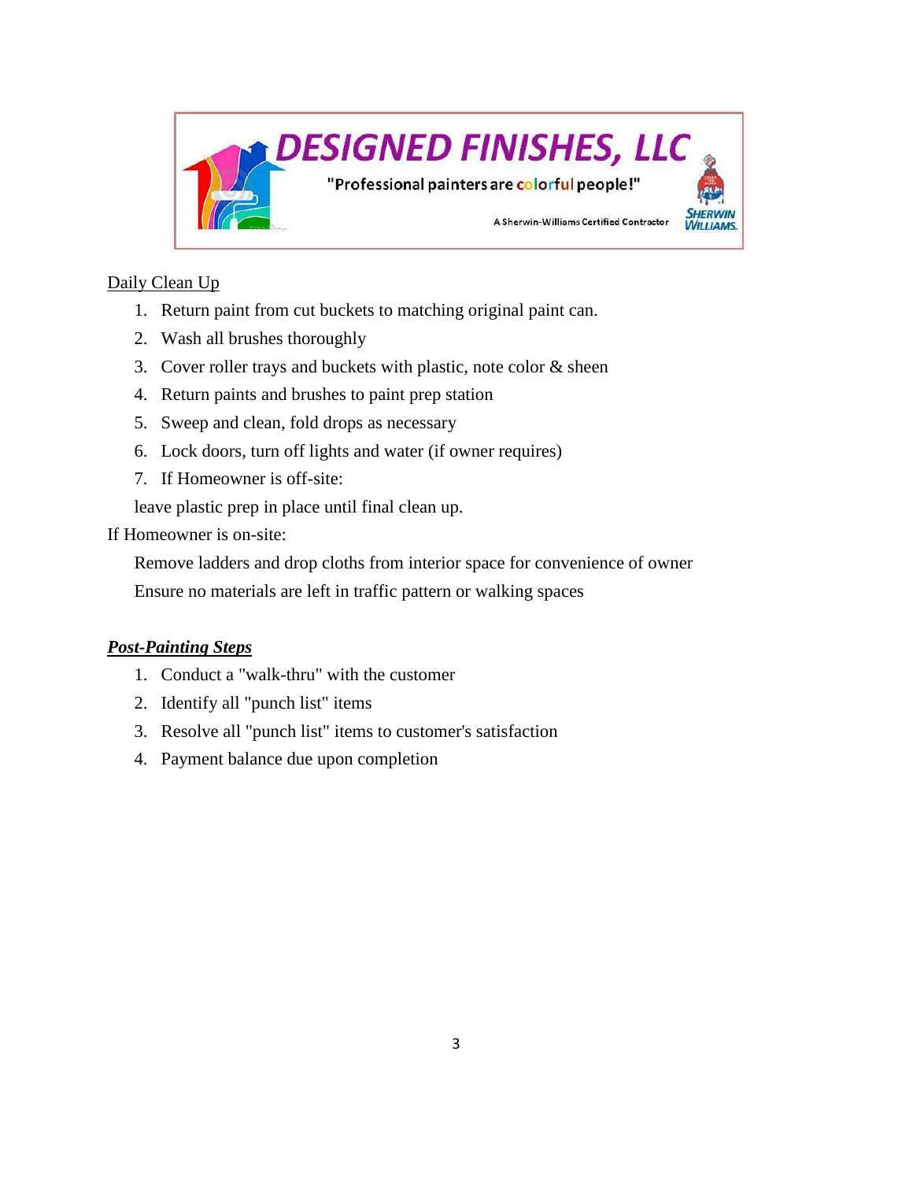DESIGNED FINISHES, LLC

"Professional painters are colorful people!"

A Sherwin-Williams Certified Contractor

Daily Clean Up

1. Return paint from cut buckets to matching original paint can.
2. Wash all brushes thoroughly
3. Cover roller trays and buckets with plastic, note color & sheen
4. Return paints and brushes to paint prep station
5. Sweep and clean, fold drops as necessary
6. Lock doors, turn off lights and water (if owner requires)
7. If Homeowner is off-site:

leave plastic prep in place until final clean up.

If Homeowner is on-site:

Remove ladders and drop cloths from interior space for convenience of owner

Ensure no materials are left in traffic pattern or walking spaces

***Post-Painting Steps***

1. Conduct a "walk-thru" with the customer
2. Identify all "punch list" items
3. Resolve all "punch list" items to customer's satisfaction
4. Payment balance due upon completion